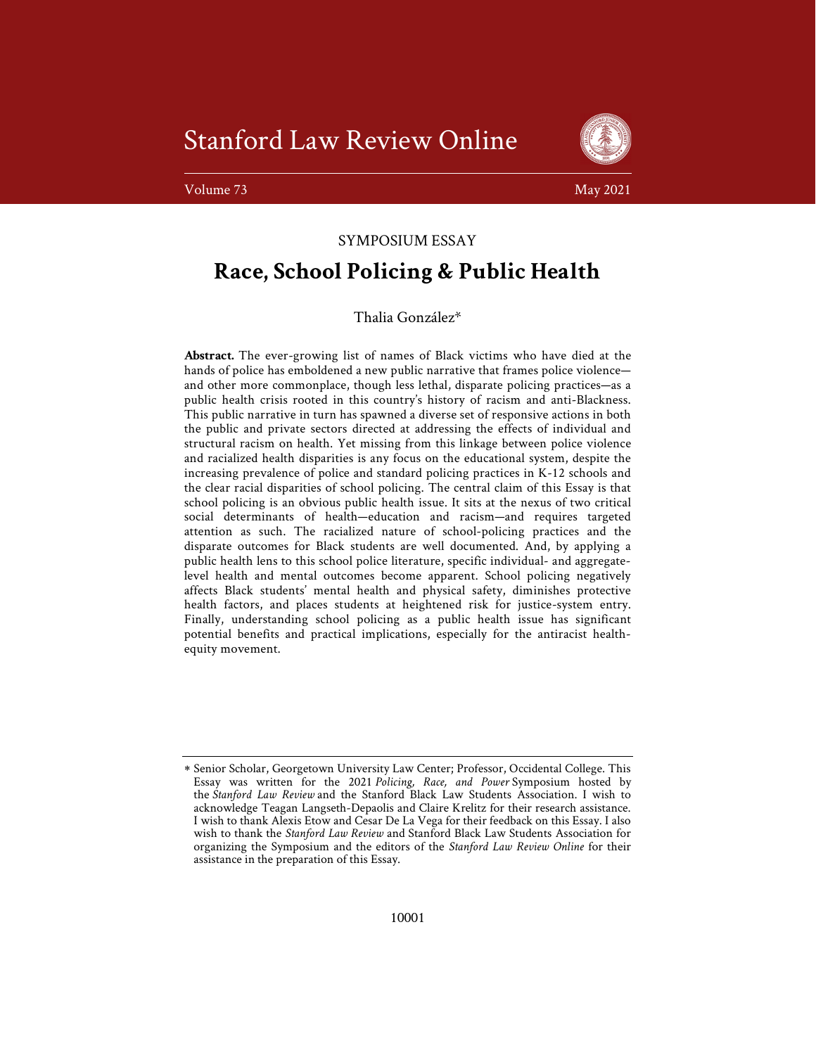SYMPOSIUM ESSAY

# Race, School Policing & Public Health

Thalia González*

**Abstract.** The ever-growing list of names of Black victims who have died at the hands of police has emboldened a new public narrative that frames police violence—and other more commonplace, though less lethal, disparate policing practices—as a public health crisis rooted in this country's history of racism and anti-Blackness. This public narrative in turn has spawned a diverse set of responsive actions in both the public and private sectors directed at addressing the effects of individual and structural racism on health. Yet missing from this linkage between police violence and racialized health disparities is any focus on the educational system, despite the increasing prevalence of police and standard policing practices in K-12 schools and the clear racial disparities of school policing. The central claim of this Essay is that school policing is an obvious public health issue. It sits at the nexus of two critical social determinants of health—education and racism—and requires targeted attention as such. The racialized nature of school-policing practices and the disparate outcomes for Black students are well documented. And, by applying a public health lens to this school police literature, specific individual- and aggregate-level health and mental outcomes become apparent. School policing negatively affects Black students' mental health and physical safety, diminishes protective health factors, and places students at heightened risk for justice-system entry. Finally, understanding school policing as a public health issue has significant potential benefits and practical implications, especially for the antiracist health-equity movement.

\* Senior Scholar, Georgetown University Law Center; Professor, Occidental College. This Essay was written for the 2021 *Policing, Race, and Power* Symposium hosted by the *Stanford Law Review* and the Stanford Black Law Students Association. I wish to acknowledge Teagan Langseth-Depaolis and Claire Krelitz for their research assistance. I wish to thank Alexis Etow and Cesar De La Vega for their feedback on this Essay. I also wish to thank the *Stanford Law Review* and Stanford Black Law Students Association for organizing the Symposium and the editors of the *Stanford Law Review Online* for their assistance in the preparation of this Essay.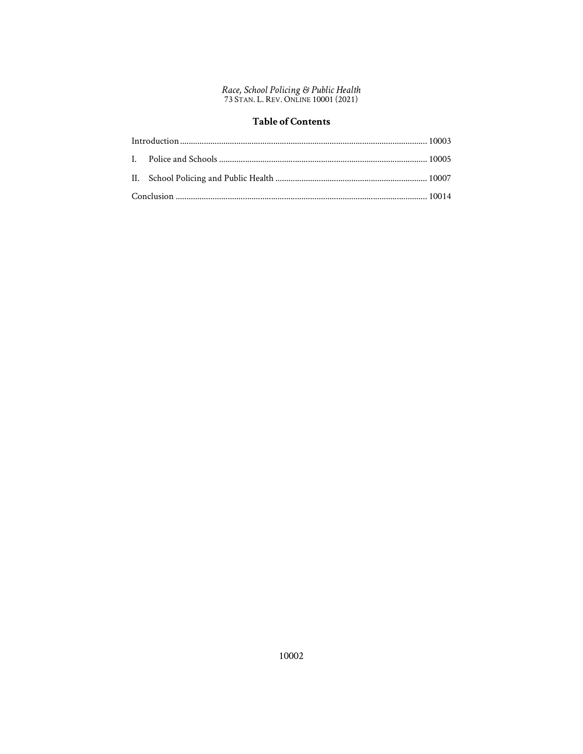*Race, School Policing & Public Health*
73 STAN. L. REV. ONLINE 10001 (2021)

## Table of Contents

Introduction .................................................................................................................. 10003

I. Police and Schools ................................................................................................ 10005

II. School Policing and Public Health ...................................................................... 10007

Conclusion .................................................................................................................... 10014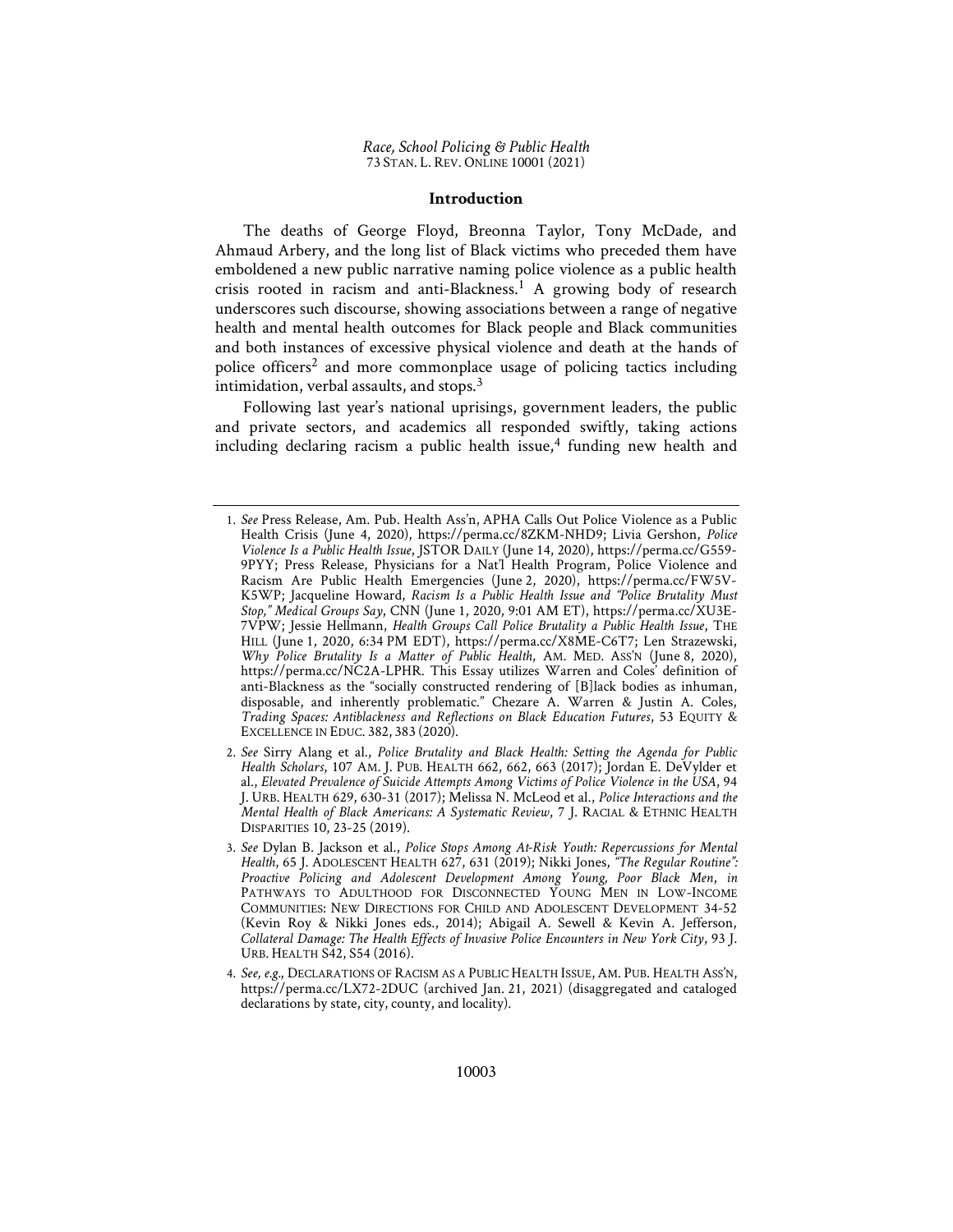## Introduction

The deaths of George Floyd, Breonna Taylor, Tony McDade, and Ahmaud Arbery, and the long list of Black victims who preceded them have emboldened a new public narrative naming police violence as a public health crisis rooted in racism and anti-Blackness.[1] A growing body of research underscores such discourse, showing associations between a range of negative health and mental health outcomes for Black people and Black communities and both instances of excessive physical violence and death at the hands of police officers[2] and more commonplace usage of policing tactics including intimidation, verbal assaults, and stops.[3]

Following last year's national uprisings, government leaders, the public and private sectors, and academics all responded swiftly, taking actions including declaring racism a public health issue,[4] funding new health and

---

1. *See* Press Release, Am. Pub. Health Ass'n, APHA Calls Out Police Violence as a Public Health Crisis (June 4, 2020), https://perma.cc/8ZKM-NHD9; Livia Gershon, *Police Violence Is a Public Health Issue*, JSTOR DAILY (June 14, 2020), https://perma.cc/G559-9PYY; Press Release, Physicians for a Nat'l Health Program, Police Violence and Racism Are Public Health Emergencies (June 2, 2020), https://perma.cc/FW5V-K5WP; Jacqueline Howard, *Racism Is a Public Health Issue and "Police Brutality Must Stop," Medical Groups Say*, CNN (June 1, 2020, 9:01 AM ET), https://perma.cc/XU3E-7VPW; Jessie Hellmann, *Health Groups Call Police Brutality a Public Health Issue*, THE HILL (June 1, 2020, 6:34 PM EDT), https://perma.cc/X8ME-C6T7; Len Strazewski, *Why Police Brutality Is a Matter of Public Health*, AM. MED. ASS'N (June 8, 2020), https://perma.cc/NC2A-LPHR. This Essay utilizes Warren and Coles' definition of anti-Blackness as the "socially constructed rendering of [B]lack bodies as inhuman, disposable, and inherently problematic." Chezare A. Warren & Justin A. Coles, *Trading Spaces: Antiblackness and Reflections on Black Education Futures*, 53 EQUITY & EXCELLENCE IN EDUC. 382, 383 (2020).

2. *See* Sirry Alang et al., *Police Brutality and Black Health: Setting the Agenda for Public Health Scholars*, 107 AM. J. PUB. HEALTH 662, 662, 663 (2017); Jordan E. DeVylder et al., *Elevated Prevalence of Suicide Attempts Among Victims of Police Violence in the USA*, 94 J. URB. HEALTH 629, 630-31 (2017); Melissa N. McLeod et al., *Police Interactions and the Mental Health of Black Americans: A Systematic Review*, 7 J. RACIAL & ETHNIC HEALTH DISPARITIES 10, 23-25 (2019).

3. *See* Dylan B. Jackson et al., *Police Stops Among At-Risk Youth: Repercussions for Mental Health*, 65 J. ADOLESCENT HEALTH 627, 631 (2019); Nikki Jones, *"The Regular Routine": Proactive Policing and Adolescent Development Among Young, Poor Black Men*, *in* PATHWAYS TO ADULTHOOD FOR DISCONNECTED YOUNG MEN IN LOW-INCOME COMMUNITIES: NEW DIRECTIONS FOR CHILD AND ADOLESCENT DEVELOPMENT 34-52 (Kevin Roy & Nikki Jones eds., 2014); Abigail A. Sewell & Kevin A. Jefferson, *Collateral Damage: The Health Effects of Invasive Police Encounters in New York City*, 93 J. URB. HEALTH S42, S54 (2016).

4. *See, e.g.*, DECLARATIONS OF RACISM AS A PUBLIC HEALTH ISSUE, AM. PUB. HEALTH ASS'N, https://perma.cc/LX72-2DUC (archived Jan. 21, 2021) (disaggregated and cataloged declarations by state, city, county, and locality).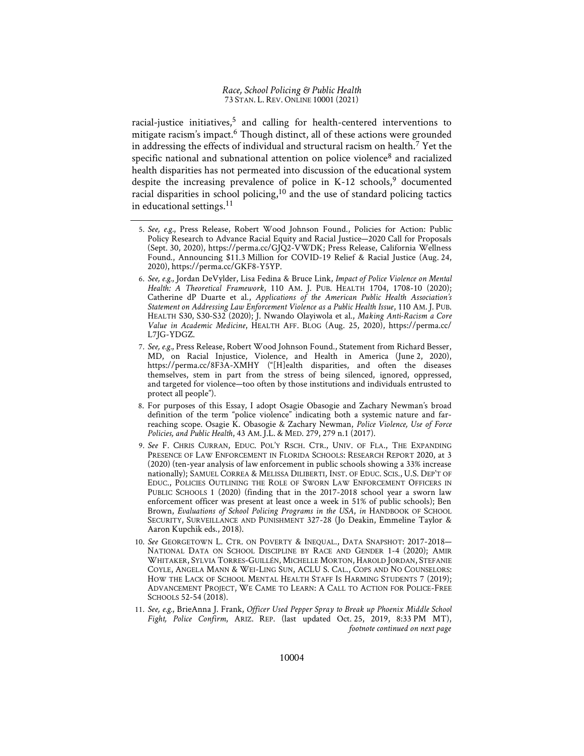racial-justice initiatives,[5] and calling for health-centered interventions to mitigate racism's impact.[6] Though distinct, all of these actions were grounded in addressing the effects of individual and structural racism on health.[7] Yet the specific national and subnational attention on police violence[8] and racialized health disparities has not permeated into discussion of the educational system despite the increasing prevalence of police in K-12 schools,[9] documented racial disparities in school policing,[10] and the use of standard policing tactics in educational settings.[11]

---

5. *See, e.g.*, Press Release, Robert Wood Johnson Found., Policies for Action: Public Policy Research to Advance Racial Equity and Racial Justice—2020 Call for Proposals (Sept. 30, 2020), https://perma.cc/GJQ2-VWDK; Press Release, California Wellness Found., Announcing $11.3 Million for COVID-19 Relief & Racial Justice (Aug. 24, 2020), https://perma.cc/GKF8-Y5YP.

6. *See, e.g.*, Jordan DeVylder, Lisa Fedina & Bruce Link, *Impact of Police Violence on Mental Health: A Theoretical Framework*, 110 AM. J. PUB. HEALTH 1704, 1708-10 (2020); Catherine dP Duarte et al., *Applications of the American Public Health Association's Statement on Addressing Law Enforcement Violence as a Public Health Issue*, 110 AM. J. PUB. HEALTH S30, S30-S32 (2020); J. Nwando Olayiwola et al., *Making Anti-Racism a Core Value in Academic Medicine*, HEALTH AFF. BLOG (Aug. 25, 2020), https://perma.cc/L7JG-YDGZ.

7. *See, e.g.*, Press Release, Robert Wood Johnson Found., Statement from Richard Besser, MD, on Racial Injustice, Violence, and Health in America (June 2, 2020), https://perma.cc/8F3A-XMHY ("[H]ealth disparities, and often the diseases themselves, stem in part from the stress of being silenced, ignored, oppressed, and targeted for violence—too often by those institutions and individuals entrusted to protect all people").

8. For purposes of this Essay, I adopt Osagie Obasogie and Zachary Newman's broad definition of the term "police violence" indicating both a systemic nature and far-reaching scope. Osagie K. Obasogie & Zachary Newman, *Police Violence, Use of Force Policies, and Public Health*, 43 AM. J.L. & MED. 279, 279 n.1 (2017).

9. *See* F. CHRIS CURRAN, EDUC. POL'Y RSCH. CTR., UNIV. OF FLA., THE EXPANDING PRESENCE OF LAW ENFORCEMENT IN FLORIDA SCHOOLS: RESEARCH REPORT 2020, at 3 (2020) (ten-year analysis of law enforcement in public schools showing a 33% increase nationally); SAMUEL CORREA & MELISSA DILIBERTI, INST. OF EDUC. SCIS., U.S. DEP'T OF EDUC., POLICIES OUTLINING THE ROLE OF SWORN LAW ENFORCEMENT OFFICERS IN PUBLIC SCHOOLS 1 (2020) (finding that in the 2017-2018 school year a sworn law enforcement officer was present at least once a week in 51% of public schools); Ben Brown, *Evaluations of School Policing Programs in the USA*, *in* HANDBOOK OF SCHOOL SECURITY, SURVEILLANCE AND PUNISHMENT 327-28 (Jo Deakin, Emmeline Taylor & Aaron Kupchik eds., 2018).

10. *See* GEORGETOWN L. CTR. ON POVERTY & INEQUAL., DATA SNAPSHOT: 2017-2018—NATIONAL DATA ON SCHOOL DISCIPLINE BY RACE AND GENDER 1-4 (2020); AMIR WHITAKER, SYLVIA TORRES-GUILLÉN, MICHELLE MORTON, HAROLD JORDAN, STEFANIE COYLE, ANGELA MANN & WEI-LING SUN, ACLU S. CAL., COPS AND NO COUNSELORS: HOW THE LACK OF SCHOOL MENTAL HEALTH STAFF IS HARMING STUDENTS 7 (2019); ADVANCEMENT PROJECT, WE CAME TO LEARN: A CALL TO ACTION FOR POLICE-FREE SCHOOLS 52-54 (2018).

11. *See, e.g.*, BrieAnna J. Frank, *Officer Used Pepper Spray to Break up Phoenix Middle School Fight, Police Confirm*, ARIZ. REP. (last updated Oct. 25, 2019, 8:33 PM MT), *footnote continued on next page*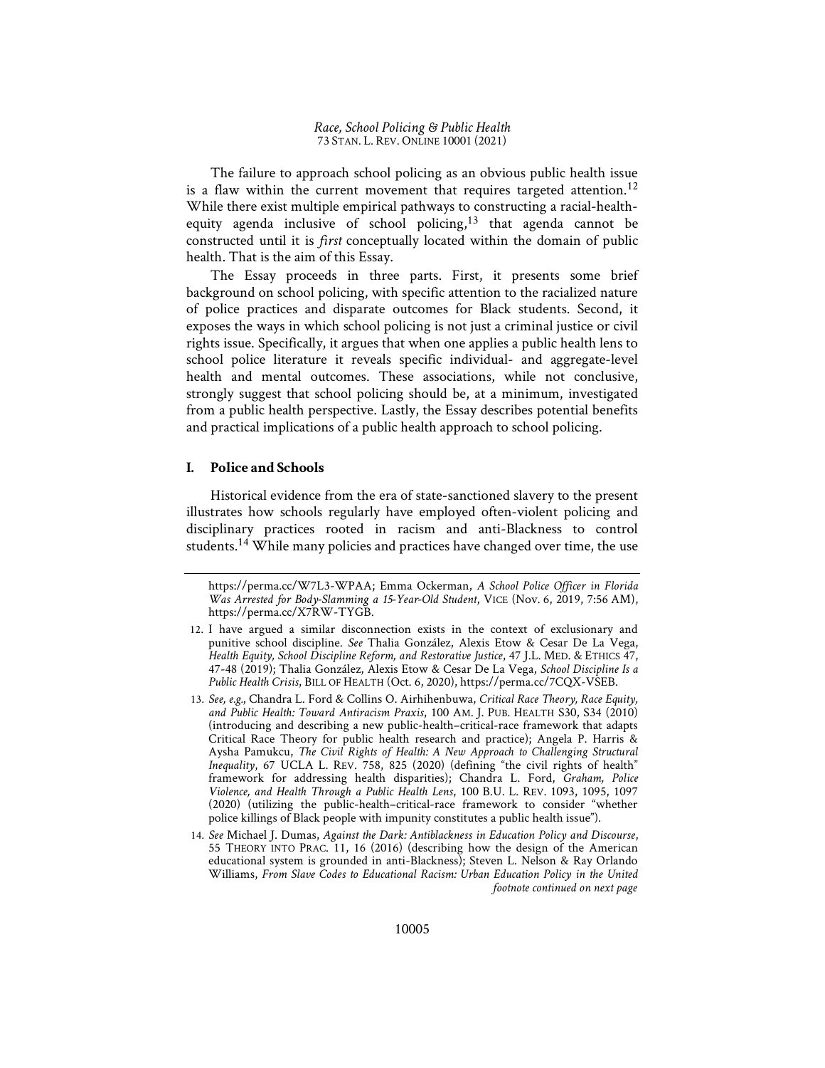The failure to approach school policing as an obvious public health issue is a flaw within the current movement that requires targeted attention.[12] While there exist multiple empirical pathways to constructing a racial-health-equity agenda inclusive of school policing,[13] that agenda cannot be constructed until it is *first* conceptually located within the domain of public health. That is the aim of this Essay.

The Essay proceeds in three parts. First, it presents some brief background on school policing, with specific attention to the racialized nature of police practices and disparate outcomes for Black students. Second, it exposes the ways in which school policing is not just a criminal justice or civil rights issue. Specifically, it argues that when one applies a public health lens to school police literature it reveals specific individual- and aggregate-level health and mental outcomes. These associations, while not conclusive, strongly suggest that school policing should be, at a minimum, investigated from a public health perspective. Lastly, the Essay describes potential benefits and practical implications of a public health approach to school policing.

## I. Police and Schools

Historical evidence from the era of state-sanctioned slavery to the present illustrates how schools regularly have employed often-violent policing and disciplinary practices rooted in racism and anti-Blackness to control students.[14] While many policies and practices have changed over time, the use

---

https://perma.cc/W7L3-WPAA; Emma Ockerman, *A School Police Officer in Florida Was Arrested for Body-Slamming a 15-Year-Old Student*, VICE (Nov. 6, 2019, 7:56 AM), https://perma.cc/X7RW-TYGB.

12. I have argued a similar disconnection exists in the context of exclusionary and punitive school discipline. *See* Thalia González, Alexis Etow & Cesar De La Vega, *Health Equity, School Discipline Reform, and Restorative Justice*, 47 J.L. MED. & ETHICS 47, 47-48 (2019); Thalia González, Alexis Etow & Cesar De La Vega, *School Discipline Is a Public Health Crisis*, BILL OF HEALTH (Oct. 6, 2020), https://perma.cc/7CQX-VSEB.

13. *See, e.g.*, Chandra L. Ford & Collins O. Airhihenbuwa, *Critical Race Theory, Race Equity, and Public Health: Toward Antiracism Praxis*, 100 AM. J. PUB. HEALTH S30, S34 (2010) (introducing and describing a new public-health–critical-race framework that adapts Critical Race Theory for public health research and practice); Angela P. Harris & Aysha Pamukcu, *The Civil Rights of Health: A New Approach to Challenging Structural Inequality*, 67 UCLA L. REV. 758, 825 (2020) (defining "the civil rights of health" framework for addressing health disparities); Chandra L. Ford, *Graham, Police Violence, and Health Through a Public Health Lens*, 100 B.U. L. REV. 1093, 1095, 1097 (2020) (utilizing the public-health–critical-race framework to consider "whether police killings of Black people with impunity constitutes a public health issue").

14. *See* Michael J. Dumas, *Against the Dark: Antiblackness in Education Policy and Discourse*, 55 THEORY INTO PRAC. 11, 16 (2016) (describing how the design of the American educational system is grounded in anti-Blackness); Steven L. Nelson & Ray Orlando Williams, *From Slave Codes to Educational Racism: Urban Education Policy in the United*

*footnote continued on next page*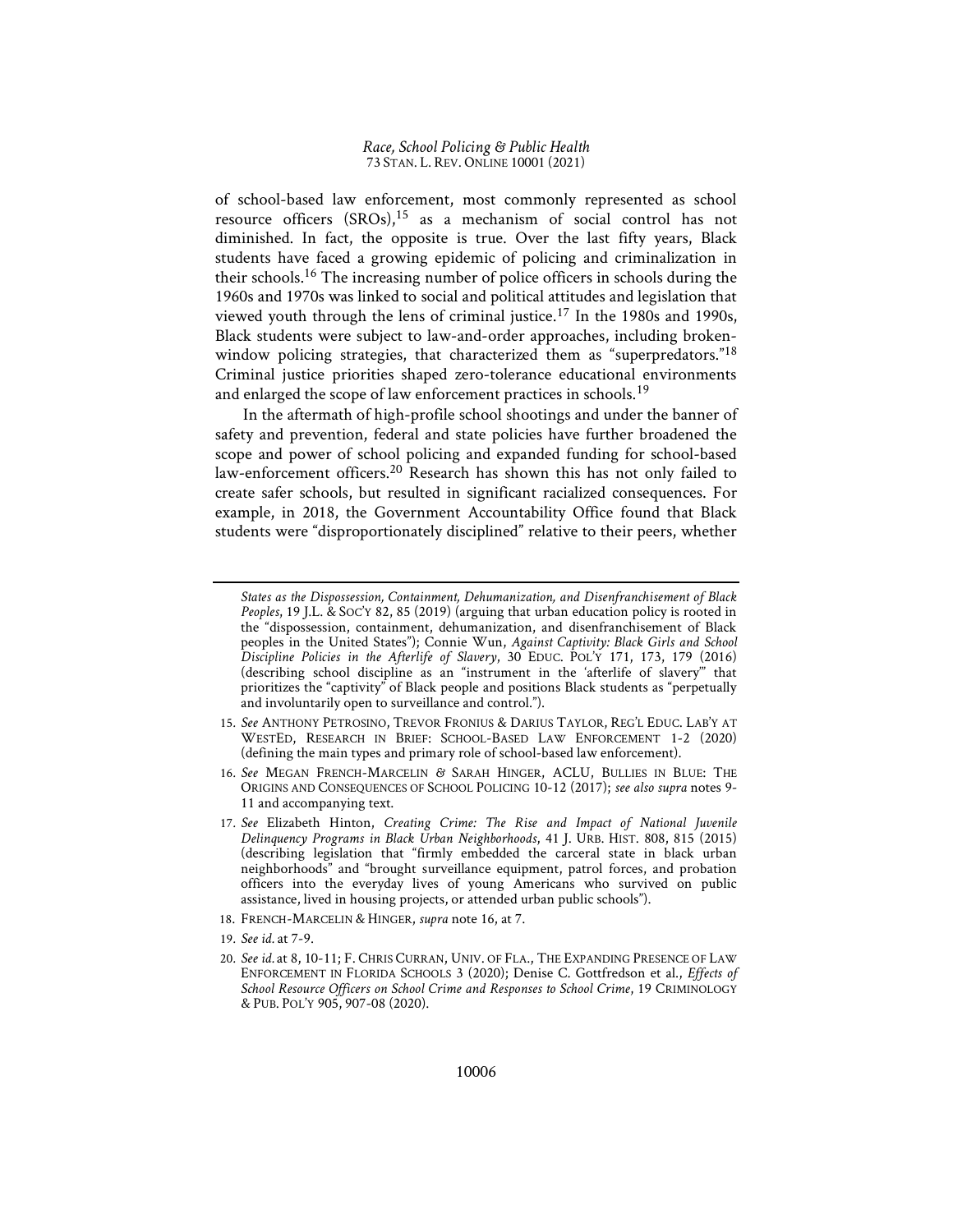of school-based law enforcement, most commonly represented as school resource officers (SROs),[15] as a mechanism of social control has not diminished. In fact, the opposite is true. Over the last fifty years, Black students have faced a growing epidemic of policing and criminalization in their schools.[16] The increasing number of police officers in schools during the 1960s and 1970s was linked to social and political attitudes and legislation that viewed youth through the lens of criminal justice.[17] In the 1980s and 1990s, Black students were subject to law-and-order approaches, including broken-window policing strategies, that characterized them as "superpredators."[18] Criminal justice priorities shaped zero-tolerance educational environments and enlarged the scope of law enforcement practices in schools.[19]

In the aftermath of high-profile school shootings and under the banner of safety and prevention, federal and state policies have further broadened the scope and power of school policing and expanded funding for school-based law-enforcement officers.[20] Research has shown this has not only failed to create safer schools, but resulted in significant racialized consequences. For example, in 2018, the Government Accountability Office found that Black students were "disproportionately disciplined" relative to their peers, whether

---

*States as the Dispossession, Containment, Dehumanization, and Disenfranchisement of Black Peoples*, 19 J.L. & SOC'Y 82, 85 (2019) (arguing that urban education policy is rooted in the "dispossession, containment, dehumanization, and disenfranchisement of Black peoples in the United States"); Connie Wun, *Against Captivity: Black Girls and School Discipline Policies in the Afterlife of Slavery*, 30 EDUC. POL'Y 171, 173, 179 (2016) (describing school discipline as an "instrument in the 'afterlife of slavery'" that prioritizes the "captivity" of Black people and positions Black students as "perpetually and involuntarily open to surveillance and control.").

15. *See* ANTHONY PETROSINO, TREVOR FRONIUS & DARIUS TAYLOR, REG'L EDUC. LAB'Y AT WESTED, RESEARCH IN BRIEF: SCHOOL-BASED LAW ENFORCEMENT 1-2 (2020) (defining the main types and primary role of school-based law enforcement).

16. *See* MEGAN FRENCH-MARCELIN & SARAH HINGER, ACLU, BULLIES IN BLUE: THE ORIGINS AND CONSEQUENCES OF SCHOOL POLICING 10-12 (2017); *see also supra* notes 9-11 and accompanying text.

17. *See* Elizabeth Hinton, *Creating Crime: The Rise and Impact of National Juvenile Delinquency Programs in Black Urban Neighborhoods*, 41 J. URB. HIST. 808, 815 (2015) (describing legislation that "firmly embedded the carceral state in black urban neighborhoods" and "brought surveillance equipment, patrol forces, and probation officers into the everyday lives of young Americans who survived on public assistance, lived in housing projects, or attended urban public schools").

18. FRENCH-MARCELIN & HINGER, *supra* note 16, at 7.

19. *See id.* at 7-9.

20. *See id.* at 8, 10-11; F. CHRIS CURRAN, UNIV. OF FLA., THE EXPANDING PRESENCE OF LAW ENFORCEMENT IN FLORIDA SCHOOLS 3 (2020); Denise C. Gottfredson et al., *Effects of School Resource Officers on School Crime and Responses to School Crime*, 19 CRIMINOLOGY & PUB. POL'Y 905, 907-08 (2020).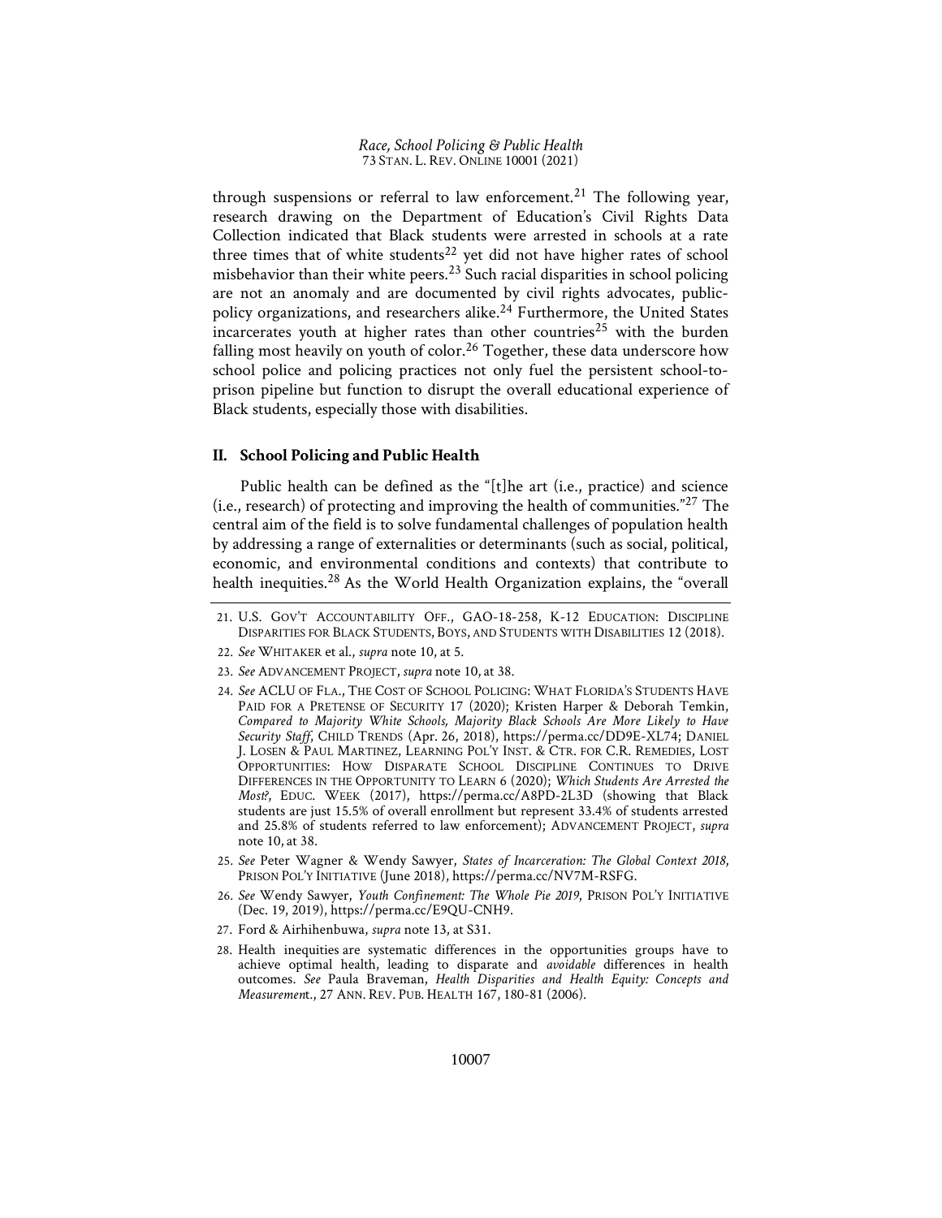through suspensions or referral to law enforcement.[21] The following year, research drawing on the Department of Education's Civil Rights Data Collection indicated that Black students were arrested in schools at a rate three times that of white students[22] yet did not have higher rates of school misbehavior than their white peers.[23] Such racial disparities in school policing are not an anomaly and are documented by civil rights advocates, public-policy organizations, and researchers alike.[24] Furthermore, the United States incarcerates youth at higher rates than other countries[25] with the burden falling most heavily on youth of color.[26] Together, these data underscore how school police and policing practices not only fuel the persistent school-to-prison pipeline but function to disrupt the overall educational experience of Black students, especially those with disabilities.

## II. School Policing and Public Health

Public health can be defined as the "[t]he art (i.e., practice) and science (i.e., research) of protecting and improving the health of communities."[27] The central aim of the field is to solve fundamental challenges of population health by addressing a range of externalities or determinants (such as social, political, economic, and environmental conditions and contexts) that contribute to health inequities.[28] As the World Health Organization explains, the "overall

---

21. U.S. GOV'T ACCOUNTABILITY OFF., GAO-18-258, K-12 EDUCATION: DISCIPLINE DISPARITIES FOR BLACK STUDENTS, BOYS, AND STUDENTS WITH DISABILITIES 12 (2018).

22. *See* WHITAKER et al., *supra* note 10, at 5.

23. *See* ADVANCEMENT PROJECT, *supra* note 10, at 38.

24. *See* ACLU OF FLA., THE COST OF SCHOOL POLICING: WHAT FLORIDA'S STUDENTS HAVE PAID FOR A PRETENSE OF SECURITY 17 (2020); Kristen Harper & Deborah Temkin, *Compared to Majority White Schools, Majority Black Schools Are More Likely to Have Security Staff*, CHILD TRENDS (Apr. 26, 2018), https://perma.cc/DD9E-XL74; DANIEL J. LOSEN & PAUL MARTINEZ, LEARNING POL'Y INST. & CTR. FOR C.R. REMEDIES, LOST OPPORTUNITIES: HOW DISPARATE SCHOOL DISCIPLINE CONTINUES TO DRIVE DIFFERENCES IN THE OPPORTUNITY TO LEARN 6 (2020); *Which Students Are Arrested the Most?*, EDUC. WEEK (2017), https://perma.cc/A8PD-2L3D (showing that Black students are just 15.5% of overall enrollment but represent 33.4% of students arrested and 25.8% of students referred to law enforcement); ADVANCEMENT PROJECT, *supra* note 10, at 38.

25. *See* Peter Wagner & Wendy Sawyer, *States of Incarceration: The Global Context 2018*, PRISON POL'Y INITIATIVE (June 2018), https://perma.cc/NV7M-RSFG.

26. *See* Wendy Sawyer, *Youth Confinement: The Whole Pie 2019*, PRISON POL'Y INITIATIVE (Dec. 19, 2019), https://perma.cc/E9QU-CNH9.

27. Ford & Airhihenbuwa, *supra* note 13, at S31.

28. Health inequities are systematic differences in the opportunities groups have to achieve optimal health, leading to disparate and *avoidable* differences in health outcomes. *See* Paula Braveman, *Health Disparities and Health Equity: Concepts and Measuremen*t., 27 ANN. REV. PUB. HEALTH 167, 180-81 (2006).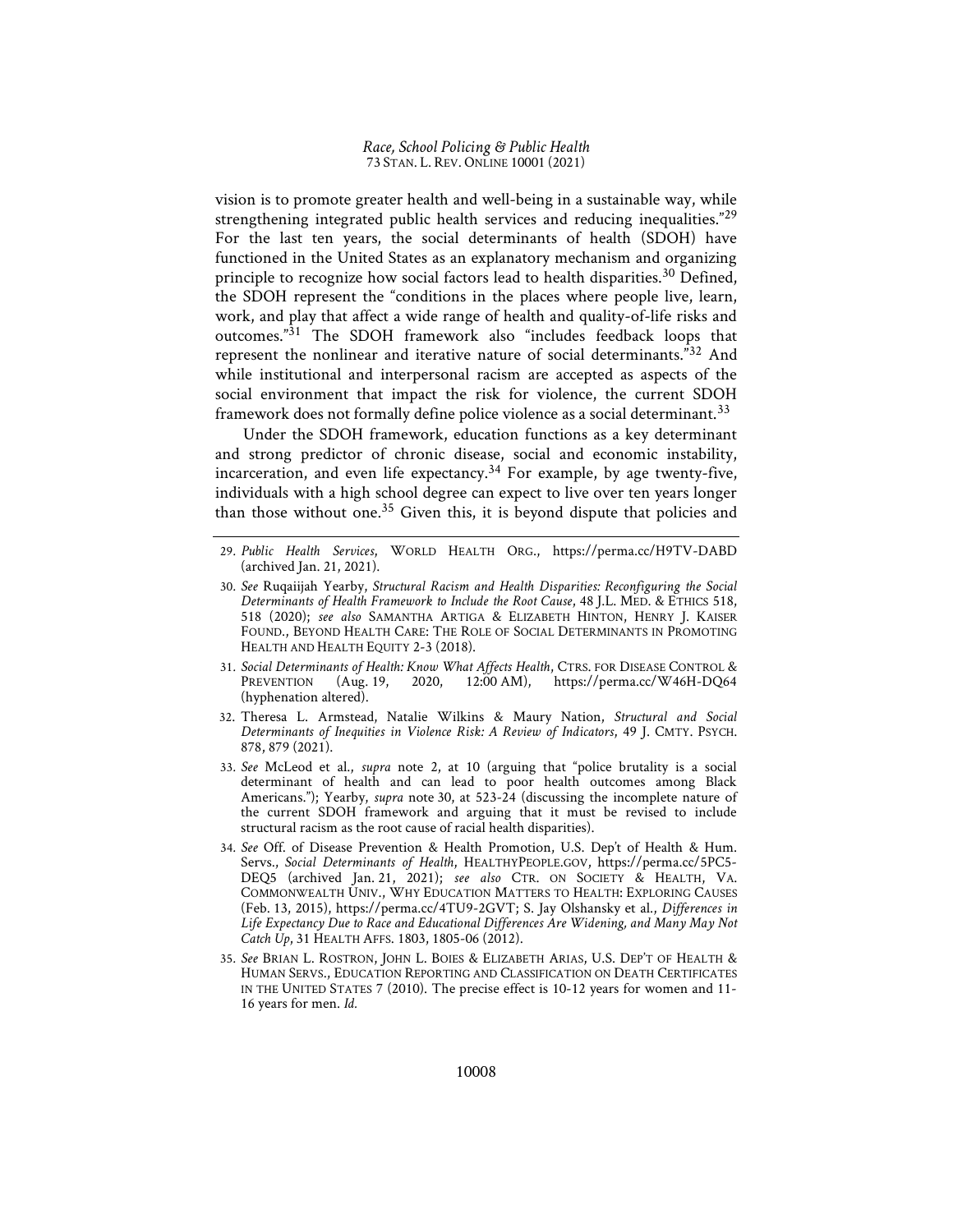vision is to promote greater health and well-being in a sustainable way, while strengthening integrated public health services and reducing inequalities."[29] For the last ten years, the social determinants of health (SDOH) have functioned in the United States as an explanatory mechanism and organizing principle to recognize how social factors lead to health disparities.[30] Defined, the SDOH represent the "conditions in the places where people live, learn, work, and play that affect a wide range of health and quality-of-life risks and outcomes."[31] The SDOH framework also "includes feedback loops that represent the nonlinear and iterative nature of social determinants."[32] And while institutional and interpersonal racism are accepted as aspects of the social environment that impact the risk for violence, the current SDOH framework does not formally define police violence as a social determinant.[33]

Under the SDOH framework, education functions as a key determinant and strong predictor of chronic disease, social and economic instability, incarceration, and even life expectancy.[34] For example, by age twenty-five, individuals with a high school degree can expect to live over ten years longer than those without one.[35] Given this, it is beyond dispute that policies and

---

29. *Public Health Services*, WORLD HEALTH ORG., https://perma.cc/H9TV-DABD (archived Jan. 21, 2021).

30. *See* Ruqaiijah Yearby, *Structural Racism and Health Disparities: Reconfiguring the Social Determinants of Health Framework to Include the Root Cause*, 48 J.L. MED. & ETHICS 518, 518 (2020); *see also* SAMANTHA ARTIGA & ELIZABETH HINTON, HENRY J. KAISER FOUND., BEYOND HEALTH CARE: THE ROLE OF SOCIAL DETERMINANTS IN PROMOTING HEALTH AND HEALTH EQUITY 2-3 (2018).

31. *Social Determinants of Health: Know What Affects Health*, CTRS. FOR DISEASE CONTROL & PREVENTION (Aug. 19, 2020, 12:00 AM), https://perma.cc/W46H-DQ64 (hyphenation altered).

32. Theresa L. Armstead, Natalie Wilkins & Maury Nation, *Structural and Social Determinants of Inequities in Violence Risk: A Review of Indicators*, 49 J. CMTY. PSYCH. 878, 879 (2021).

33. *See* McLeod et al., *supra* note 2, at 10 (arguing that "police brutality is a social determinant of health and can lead to poor health outcomes among Black Americans."); Yearby, *supra* note 30, at 523-24 (discussing the incomplete nature of the current SDOH framework and arguing that it must be revised to include structural racism as the root cause of racial health disparities).

34. *See* Off. of Disease Prevention & Health Promotion, U.S. Dep't of Health & Hum. Servs., *Social Determinants of Health*, HEALTHYPEOPLE.GOV, https://perma.cc/5PC5-DEQ5 (archived Jan. 21, 2021); *see also* CTR. ON SOCIETY & HEALTH, VA. COMMONWEALTH UNIV., WHY EDUCATION MATTERS TO HEALTH: EXPLORING CAUSES (Feb. 13, 2015), https://perma.cc/4TU9-2GVT; S. Jay Olshansky et al., *Differences in Life Expectancy Due to Race and Educational Differences Are Widening, and Many May Not Catch Up*, 31 HEALTH AFFS. 1803, 1805-06 (2012).

35. *See* BRIAN L. ROSTRON, JOHN L. BOIES & ELIZABETH ARIAS, U.S. DEP'T OF HEALTH & HUMAN SERVS., EDUCATION REPORTING AND CLASSIFICATION ON DEATH CERTIFICATES IN THE UNITED STATES 7 (2010). The precise effect is 10-12 years for women and 11-16 years for men. *Id.*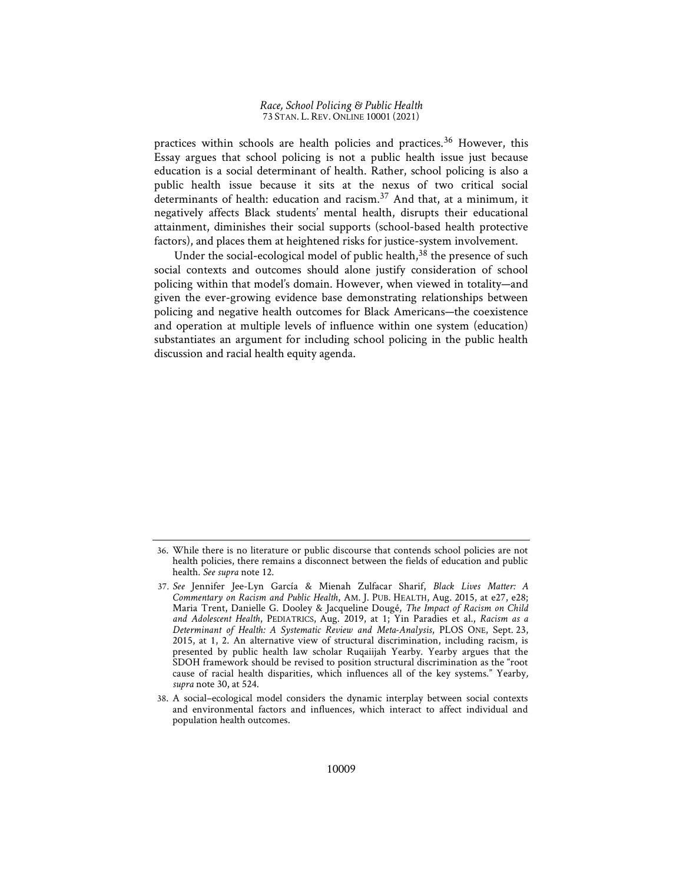practices within schools are health policies and practices.[36] However, this Essay argues that school policing is not a public health issue just because education is a social determinant of health. Rather, school policing is also a public health issue because it sits at the nexus of two critical social determinants of health: education and racism.[37] And that, at a minimum, it negatively affects Black students' mental health, disrupts their educational attainment, diminishes their social supports (school-based health protective factors), and places them at heightened risks for justice-system involvement.

Under the social-ecological model of public health,[38] the presence of such social contexts and outcomes should alone justify consideration of school policing within that model's domain. However, when viewed in totality—and given the ever-growing evidence base demonstrating relationships between policing and negative health outcomes for Black Americans—the coexistence and operation at multiple levels of influence within one system (education) substantiates an argument for including school policing in the public health discussion and racial health equity agenda.

---

36. While there is no literature or public discourse that contends school policies are not health policies, there remains a disconnect between the fields of education and public health. *See supra* note 12.

37. *See* Jennifer Jee-Lyn García & Mienah Zulfacar Sharif, *Black Lives Matter: A Commentary on Racism and Public Health*, AM. J. PUB. HEALTH, Aug. 2015, at e27, e28; Maria Trent, Danielle G. Dooley & Jacqueline Dougé, *The Impact of Racism on Child and Adolescent Health*, PEDIATRICS, Aug. 2019, at 1; Yin Paradies et al., *Racism as a Determinant of Health: A Systematic Review and Meta-Analysis*, PLOS ONE, Sept. 23, 2015, at 1, 2. An alternative view of structural discrimination, including racism, is presented by public health law scholar Ruqaiijah Yearby. Yearby argues that the SDOH framework should be revised to position structural discrimination as the "root cause of racial health disparities, which influences all of the key systems." Yearby, *supra* note 30, at 524.

38. A social–ecological model considers the dynamic interplay between social contexts and environmental factors and influences, which interact to affect individual and population health outcomes.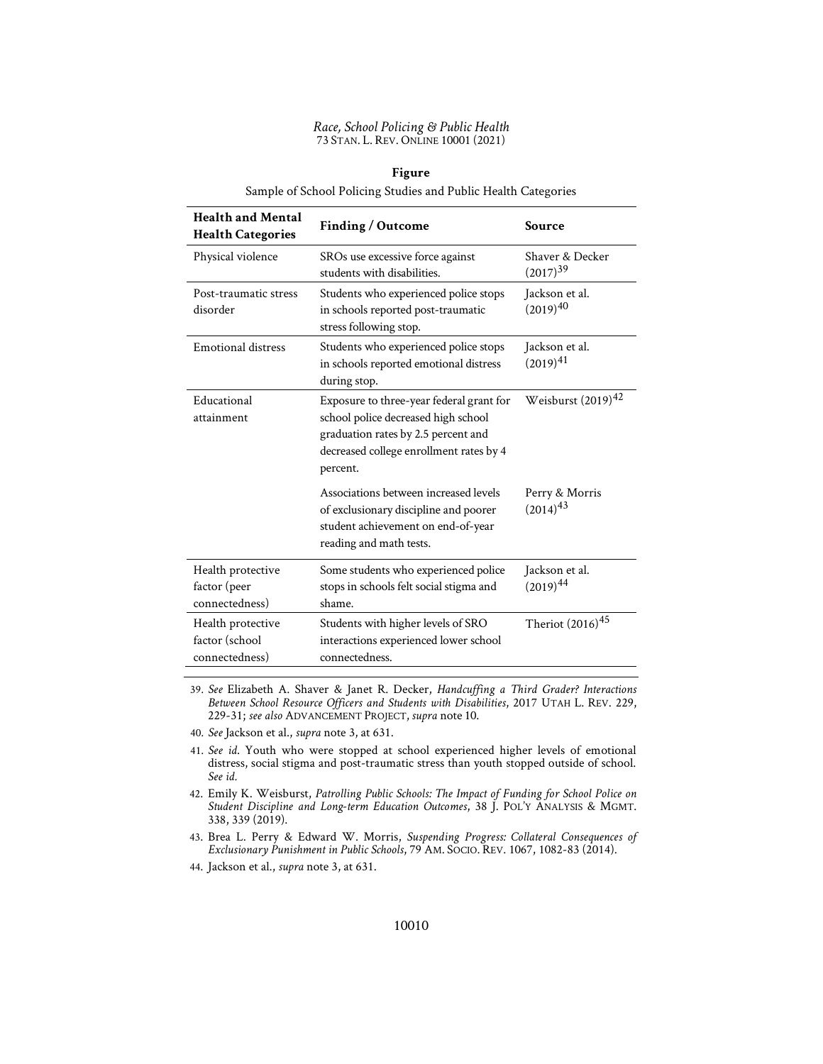**Figure**

Sample of School Policing Studies and Public Health Categories

| Health and Mental Health Categories | Finding / Outcome | Source |
|---|---|---|
| Physical violence | SROs use excessive force against students with disabilities. | Shaver & Decker (2017)[39] |
| Post-traumatic stress disorder | Students who experienced police stops in schools reported post-traumatic stress following stop. | Jackson et al. (2019)[40] |
| Emotional distress | Students who experienced police stops in schools reported emotional distress during stop. | Jackson et al. (2019)[41] |
| Educational attainment | Exposure to three-year federal grant for school police decreased high school graduation rates by 2.5 percent and decreased college enrollment rates by 4 percent. | Weisburst (2019)[42] |
| | Associations between increased levels of exclusionary discipline and poorer student achievement on end-of-year reading and math tests. | Perry & Morris (2014)[43] |
| Health protective factor (peer connectedness) | Some students who experienced police stops in schools felt social stigma and shame. | Jackson et al. (2019)[44] |
| Health protective factor (school connectedness) | Students with higher levels of SRO interactions experienced lower school connectedness. | Theriot (2016)[45] |

39. *See* Elizabeth A. Shaver & Janet R. Decker, *Handcuffing a Third Grader? Interactions Between School Resource Officers and Students with Disabilities*, 2017 UTAH L. REV. 229, 229-31; *see also* ADVANCEMENT PROJECT, *supra* note 10.

40. *See* Jackson et al., *supra* note 3, at 631.

41. *See id*. Youth who were stopped at school experienced higher levels of emotional distress, social stigma and post-traumatic stress than youth stopped outside of school. *See id.*

42. Emily K. Weisburst, *Patrolling Public Schools: The Impact of Funding for School Police on Student Discipline and Long-term Education Outcomes*, 38 J. POL'Y ANALYSIS & MGMT. 338, 339 (2019).

43. Brea L. Perry & Edward W. Morris, *Suspending Progress: Collateral Consequences of Exclusionary Punishment in Public Schools*, 79 AM. SOCIO. REV. 1067, 1082-83 (2014).

44. Jackson et al., *supra* note 3, at 631.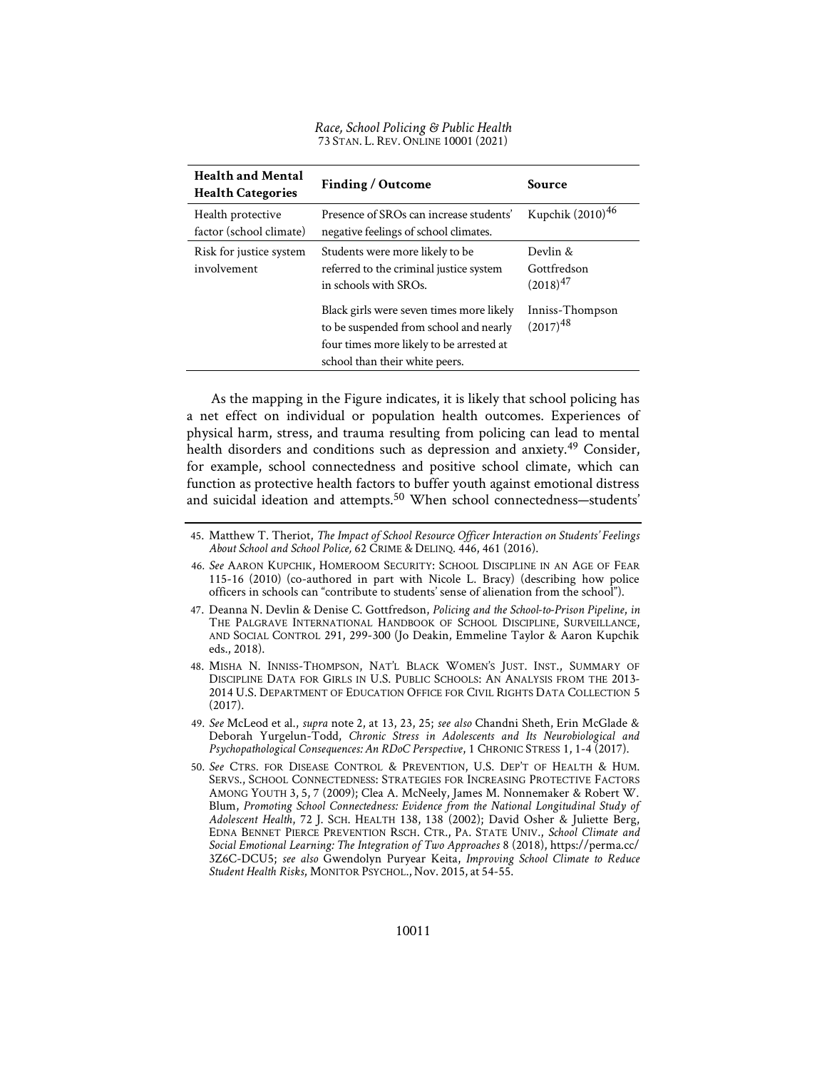| Health and Mental Health Categories | Finding / Outcome | Source |
|---|---|---|
| Health protective factor (school climate) | Presence of SROs can increase students' negative feelings of school climates. | Kupchik (2010)[46] |
| Risk for justice system involvement | Students were more likely to be referred to the criminal justice system in schools with SROs. | Devlin & Gottfredson (2018)[47] |
| | Black girls were seven times more likely to be suspended from school and nearly four times more likely to be arrested at school than their white peers. | Inniss-Thompson (2017)[48] |

As the mapping in the Figure indicates, it is likely that school policing has a net effect on individual or population health outcomes. Experiences of physical harm, stress, and trauma resulting from policing can lead to mental health disorders and conditions such as depression and anxiety.[49] Consider, for example, school connectedness and positive school climate, which can function as protective health factors to buffer youth against emotional distress and suicidal ideation and attempts.[50] When school connectedness—students'

---

45. Matthew T. Theriot, *The Impact of School Resource Officer Interaction on Students' Feelings About School and School Police,* 62 CRIME & DELINQ. 446, 461 (2016).

46. *See* AARON KUPCHIK, HOMEROOM SECURITY: SCHOOL DISCIPLINE IN AN AGE OF FEAR 115-16 (2010) (co-authored in part with Nicole L. Bracy) (describing how police officers in schools can "contribute to students' sense of alienation from the school").

47. Deanna N. Devlin & Denise C. Gottfredson, *Policing and the School-to-Prison Pipeline*, *in* THE PALGRAVE INTERNATIONAL HANDBOOK OF SCHOOL DISCIPLINE, SURVEILLANCE, AND SOCIAL CONTROL 291, 299-300 (Jo Deakin, Emmeline Taylor & Aaron Kupchik eds., 2018).

48. MISHA N. INNISS-THOMPSON, NAT'L BLACK WOMEN'S JUST. INST., SUMMARY OF DISCIPLINE DATA FOR GIRLS IN U.S. PUBLIC SCHOOLS: AN ANALYSIS FROM THE 2013-2014 U.S. DEPARTMENT OF EDUCATION OFFICE FOR CIVIL RIGHTS DATA COLLECTION 5 (2017).

49. *See* McLeod et al., *supra* note 2, at 13, 23, 25; *see also* Chandni Sheth, Erin McGlade & Deborah Yurgelun-Todd, *Chronic Stress in Adolescents and Its Neurobiological and Psychopathological Consequences: An RDoC Perspective*, 1 CHRONIC STRESS 1, 1-4 (2017).

50. *See* CTRS. FOR DISEASE CONTROL & PREVENTION, U.S. DEP'T OF HEALTH & HUM. SERVS., SCHOOL CONNECTEDNESS: STRATEGIES FOR INCREASING PROTECTIVE FACTORS AMONG YOUTH 3, 5, 7 (2009); Clea A. McNeely, James M. Nonnemaker & Robert W. Blum, *Promoting School Connectedness: Evidence from the National Longitudinal Study of Adolescent Health*, 72 J. SCH. HEALTH 138, 138 (2002); David Osher & Juliette Berg, EDNA BENNET PIERCE PREVENTION RSCH. CTR., PA. STATE UNIV., *School Climate and Social Emotional Learning: The Integration of Two Approaches* 8 (2018), https://perma.cc/3Z6C-DCU5; *see also* Gwendolyn Puryear Keita, *Improving School Climate to Reduce Student Health Risks*, MONITOR PSYCHOL., Nov. 2015, at 54-55.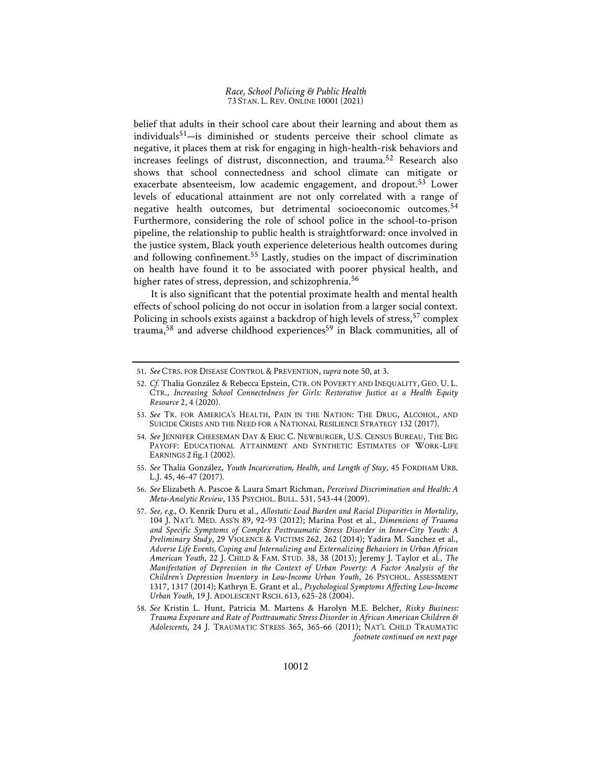belief that adults in their school care about their learning and about them as individuals[51]—is diminished or students perceive their school climate as negative, it places them at risk for engaging in high-health-risk behaviors and increases feelings of distrust, disconnection, and trauma.[52] Research also shows that school connectedness and school climate can mitigate or exacerbate absenteeism, low academic engagement, and dropout.[53] Lower levels of educational attainment are not only correlated with a range of negative health outcomes, but detrimental socioeconomic outcomes.[54] Furthermore, considering the role of school police in the school-to-prison pipeline, the relationship to public health is straightforward: once involved in the justice system, Black youth experience deleterious health outcomes during and following confinement.[55] Lastly, studies on the impact of discrimination on health have found it to be associated with poorer physical health, and higher rates of stress, depression, and schizophrenia.[56]

It is also significant that the potential proximate health and mental health effects of school policing do not occur in isolation from a larger social context. Policing in schools exists against a backdrop of high levels of stress,[57] complex trauma,[58] and adverse childhood experiences[59] in Black communities, all of

---

51. *See* CTRS. FOR DISEASE CONTROL & PREVENTION, *supra* note 50, at 3.
52. *Cf.* Thalia González & Rebecca Epstein, CTR. ON POVERTY AND INEQUALITY, GEO. U. L. CTR., *Increasing School Connectedness for Girls: Restorative Justice as a Health Equity Resource* 2, 4 (2020).
53. *See* TR. FOR AMERICA'S HEALTH, PAIN IN THE NATION: THE DRUG, ALCOHOL, AND SUICIDE CRISES AND THE NEED FOR A NATIONAL RESILIENCE STRATEGY 132 (2017).
54. *See* JENNIFER CHEESEMAN DAY & ERIC C. NEWBURGER, U.S. CENSUS BUREAU, THE BIG PAYOFF: EDUCATIONAL ATTAINMENT AND SYNTHETIC ESTIMATES OF WORK-LIFE EARNINGS 2 fig.1 (2002).
55. *See* Thalia González, *Youth Incarceration, Health, and Length of Stay*, 45 FORDHAM URB. L.J. 45, 46-47 (2017).
56. *See* Elizabeth A. Pascoe & Laura Smart Richman, *Perceived Discrimination and Health: A Meta-Analytic Review*, 135 PSYCHOL. BULL. 531, 543-44 (2009).
57. *See, e.g.*, O. Kenrik Duru et al., *Allostatic Load Burden and Racial Disparities in Mortality*, 104 J. NAT'L MED. ASS'N 89, 92-93 (2012); Marina Post et al., *Dimensions of Trauma and Specific Symptoms of Complex Posttraumatic Stress Disorder in Inner-City Youth: A Preliminary Study*, 29 VIOLENCE & VICTIMS 262, 262 (2014); Yadira M. Sanchez et al., *Adverse Life Events, Coping and Internalizing and Externalizing Behaviors in Urban African American Youth*, 22 J. CHILD & FAM. STUD. 38, 38 (2013); Jeremy J. Taylor et al., *The Manifestation of Depression in the Context of Urban Poverty: A Factor Analysis of the Children's Depression Inventory in Low-Income Urban Youth*, 26 PSYCHOL. ASSESSMENT 1317, 1317 (2014); Kathryn E. Grant et al., *Psychological Symptoms Affecting Low-Income Urban Youth*, 19 J. ADOLESCENT RSCH. 613, 625-28 (2004).
58. *See* Kristin L. Hunt, Patricia M. Martens & Harolyn M.E. Belcher, *Risky Business: Trauma Exposure and Rate of Posttraumatic Stress Disorder in African American Children & Adolescents*, 24 J. TRAUMATIC STRESS 365, 365-66 (2011); NAT'L CHILD TRAUMATIC

*footnote continued on next page*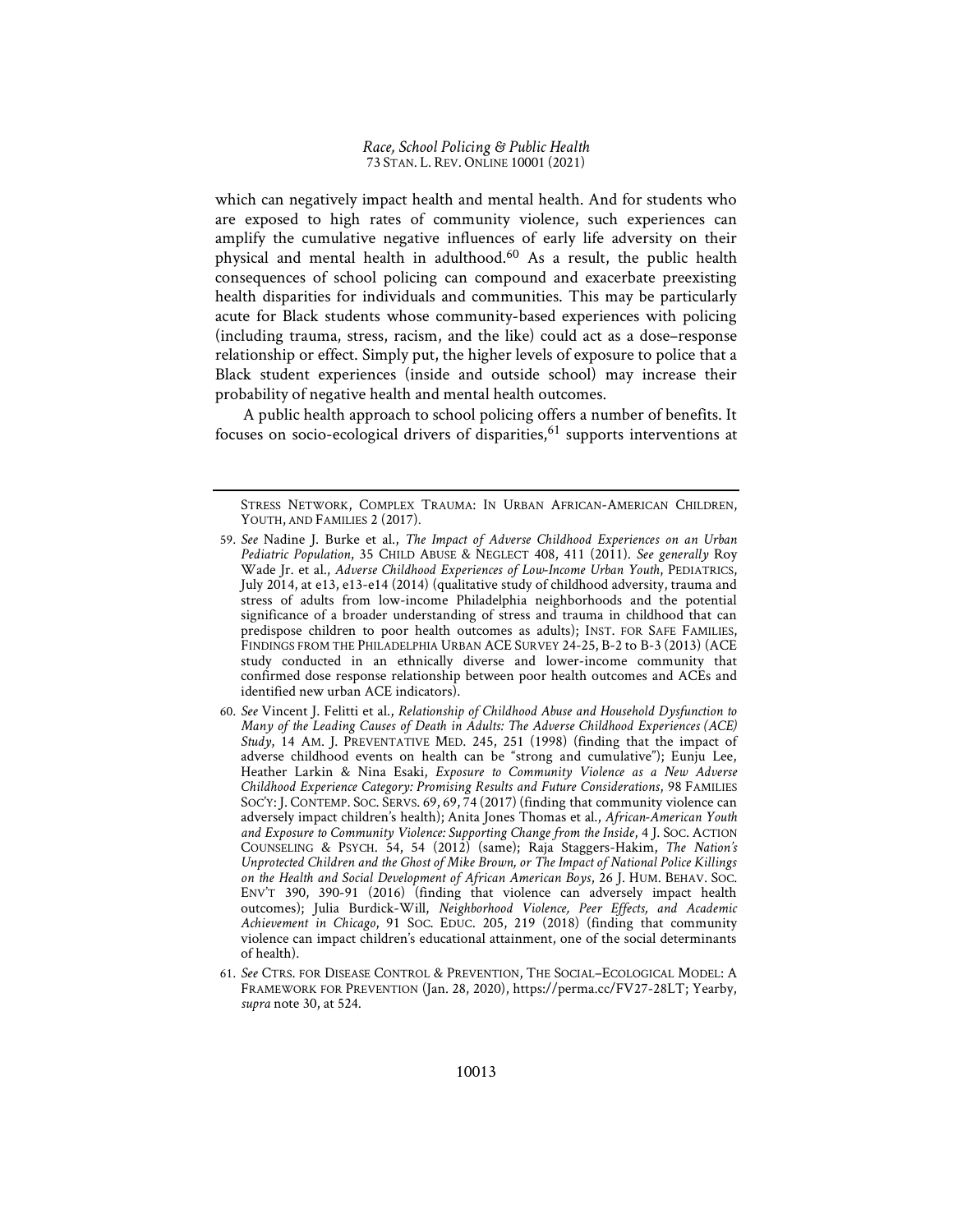which can negatively impact health and mental health. And for students who are exposed to high rates of community violence, such experiences can amplify the cumulative negative influences of early life adversity on their physical and mental health in adulthood.[60] As a result, the public health consequences of school policing can compound and exacerbate preexisting health disparities for individuals and communities. This may be particularly acute for Black students whose community-based experiences with policing (including trauma, stress, racism, and the like) could act as a dose–response relationship or effect. Simply put, the higher levels of exposure to police that a Black student experiences (inside and outside school) may increase their probability of negative health and mental health outcomes.

A public health approach to school policing offers a number of benefits. It focuses on socio-ecological drivers of disparities,[61] supports interventions at

---

STRESS NETWORK, COMPLEX TRAUMA: IN URBAN AFRICAN-AMERICAN CHILDREN, YOUTH, AND FAMILIES 2 (2017).

59. *See* Nadine J. Burke et al., *The Impact of Adverse Childhood Experiences on an Urban Pediatric Population*, 35 CHILD ABUSE & NEGLECT 408, 411 (2011). *See generally* Roy Wade Jr. et al., *Adverse Childhood Experiences of Low-Income Urban Youth*, PEDIATRICS, July 2014, at e13, e13-e14 (2014) (qualitative study of childhood adversity, trauma and stress of adults from low-income Philadelphia neighborhoods and the potential significance of a broader understanding of stress and trauma in childhood that can predispose children to poor health outcomes as adults); INST. FOR SAFE FAMILIES, FINDINGS FROM THE PHILADELPHIA URBAN ACE SURVEY 24-25, B-2 to B-3 (2013) (ACE study conducted in an ethnically diverse and lower-income community that confirmed dose response relationship between poor health outcomes and ACEs and identified new urban ACE indicators).

60. *See* Vincent J. Felitti et al., *Relationship of Childhood Abuse and Household Dysfunction to Many of the Leading Causes of Death in Adults: The Adverse Childhood Experiences (ACE) Study*, 14 AM. J. PREVENTATIVE MED. 245, 251 (1998) (finding that the impact of adverse childhood events on health can be "strong and cumulative"); Eunju Lee, Heather Larkin & Nina Esaki, *Exposure to Community Violence as a New Adverse Childhood Experience Category: Promising Results and Future Considerations*, 98 FAMILIES SOC'Y: J. CONTEMP. SOC. SERVS. 69, 69, 74 (2017) (finding that community violence can adversely impact children's health); Anita Jones Thomas et al., *African-American Youth and Exposure to Community Violence: Supporting Change from the Inside*, 4 J. SOC. ACTION COUNSELING & PSYCH. 54, 54 (2012) (same); Raja Staggers-Hakim, *The Nation's Unprotected Children and the Ghost of Mike Brown, or The Impact of National Police Killings on the Health and Social Development of African American Boys*, 26 J. HUM. BEHAV. SOC. ENV'T 390, 390-91 (2016) (finding that violence can adversely impact health outcomes); Julia Burdick-Will, *Neighborhood Violence, Peer Effects, and Academic Achievement in Chicago*, 91 SOC. EDUC. 205, 219 (2018) (finding that community violence can impact children's educational attainment, one of the social determinants of health).

61. *See* CTRS. FOR DISEASE CONTROL & PREVENTION, THE SOCIAL–ECOLOGICAL MODEL: A FRAMEWORK FOR PREVENTION (Jan. 28, 2020), https://perma.cc/FV27-28LT; Yearby, *supra* note 30, at 524.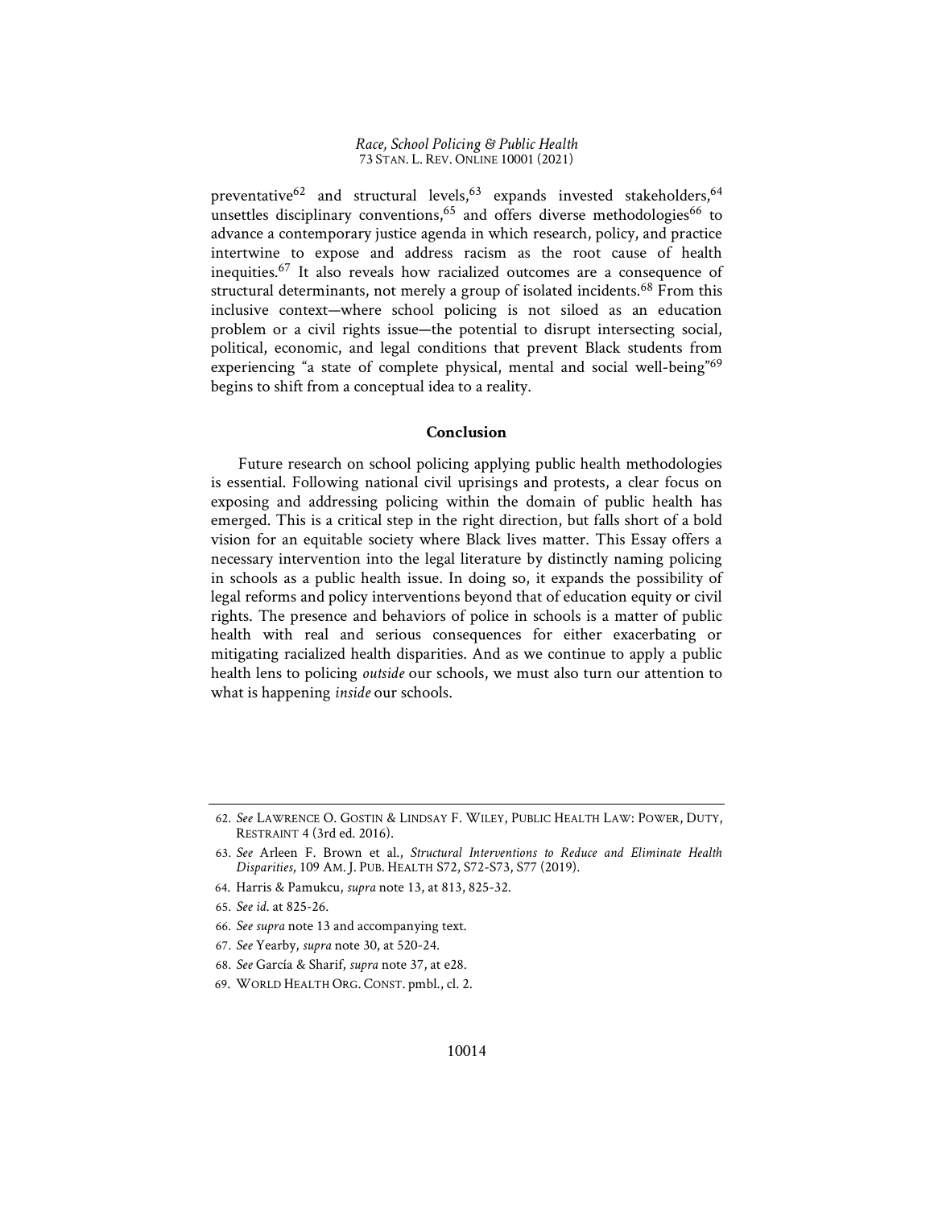preventative[62] and structural levels,[63] expands invested stakeholders,[64] unsettles disciplinary conventions,[65] and offers diverse methodologies[66] to advance a contemporary justice agenda in which research, policy, and practice intertwine to expose and address racism as the root cause of health inequities.[67] It also reveals how racialized outcomes are a consequence of structural determinants, not merely a group of isolated incidents.[68] From this inclusive context—where school policing is not siloed as an education problem or a civil rights issue—the potential to disrupt intersecting social, political, economic, and legal conditions that prevent Black students from experiencing "a state of complete physical, mental and social well-being"[69] begins to shift from a conceptual idea to a reality.

## Conclusion

Future research on school policing applying public health methodologies is essential. Following national civil uprisings and protests, a clear focus on exposing and addressing policing within the domain of public health has emerged. This is a critical step in the right direction, but falls short of a bold vision for an equitable society where Black lives matter. This Essay offers a necessary intervention into the legal literature by distinctly naming policing in schools as a public health issue. In doing so, it expands the possibility of legal reforms and policy interventions beyond that of education equity or civil rights. The presence and behaviors of police in schools is a matter of public health with real and serious consequences for either exacerbating or mitigating racialized health disparities. And as we continue to apply a public health lens to policing *outside* our schools, we must also turn our attention to what is happening *inside* our schools.

---

62. *See* LAWRENCE O. GOSTIN & LINDSAY F. WILEY, PUBLIC HEALTH LAW: POWER, DUTY, RESTRAINT 4 (3rd ed. 2016).
63. *See* Arleen F. Brown et al., *Structural Interventions to Reduce and Eliminate Health Disparities*, 109 AM. J. PUB. HEALTH S72, S72-S73, S77 (2019).
64. Harris & Pamukcu, *supra* note 13, at 813, 825-32.
65. *See id.* at 825-26.
66. *See supra* note 13 and accompanying text.
67. *See* Yearby, *supra* note 30, at 520-24.
68. *See* García & Sharif, *supra* note 37, at e28.
69. WORLD HEALTH ORG. CONST. pmbl., cl. 2.